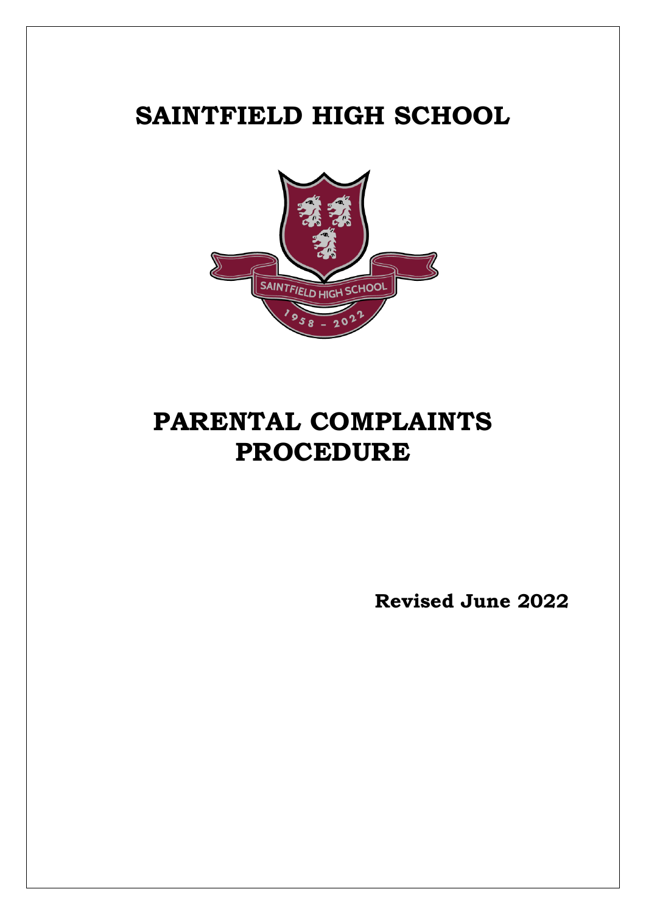# SAINTFIELD HIGH SCHOOL

# PARENTAL COMPLAINTS PROCEDURE

**Revised June 2022**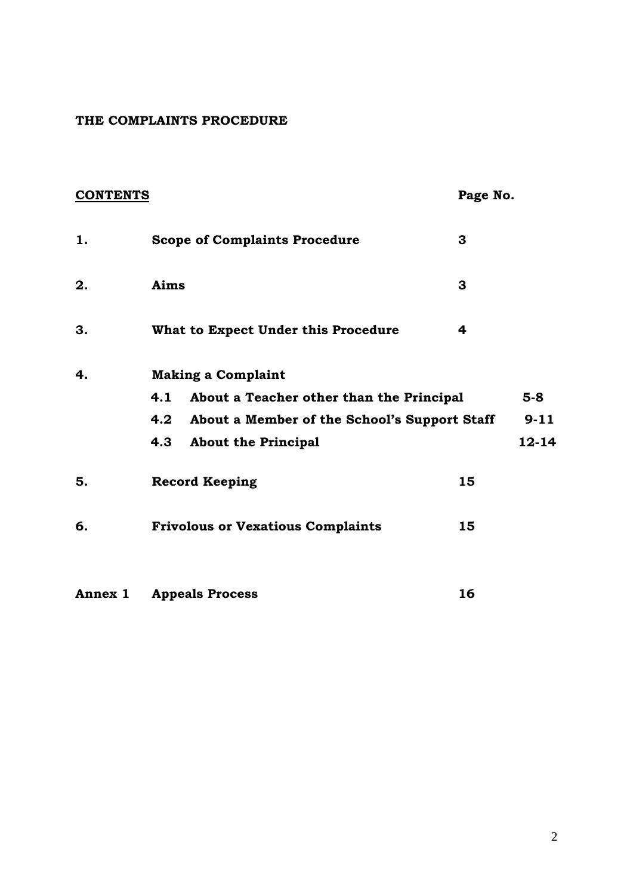**THE COMPLAINTS PROCEDURE**

| **CONTENTS** | | **Page No.** |
|---|---|---|
| **1.** | **Scope of Complaints Procedure** | **3** |
| **2.** | **Aims** | **3** |
| **3.** | **What to Expect Under this Procedure** | **4** |
| **4.** | **Making a Complaint** | |
| | **4.1 About a Teacher other than the Principal** | **5-8** |
| | **4.2 About a Member of the School's Support Staff** | **9-11** |
| | **4.3 About the Principal** | **12-14** |
| **5.** | **Record Keeping** | **15** |
| **6.** | **Frivolous or Vexatious Complaints** | **15** |
| **Annex 1** | **Appeals Process** | **16** |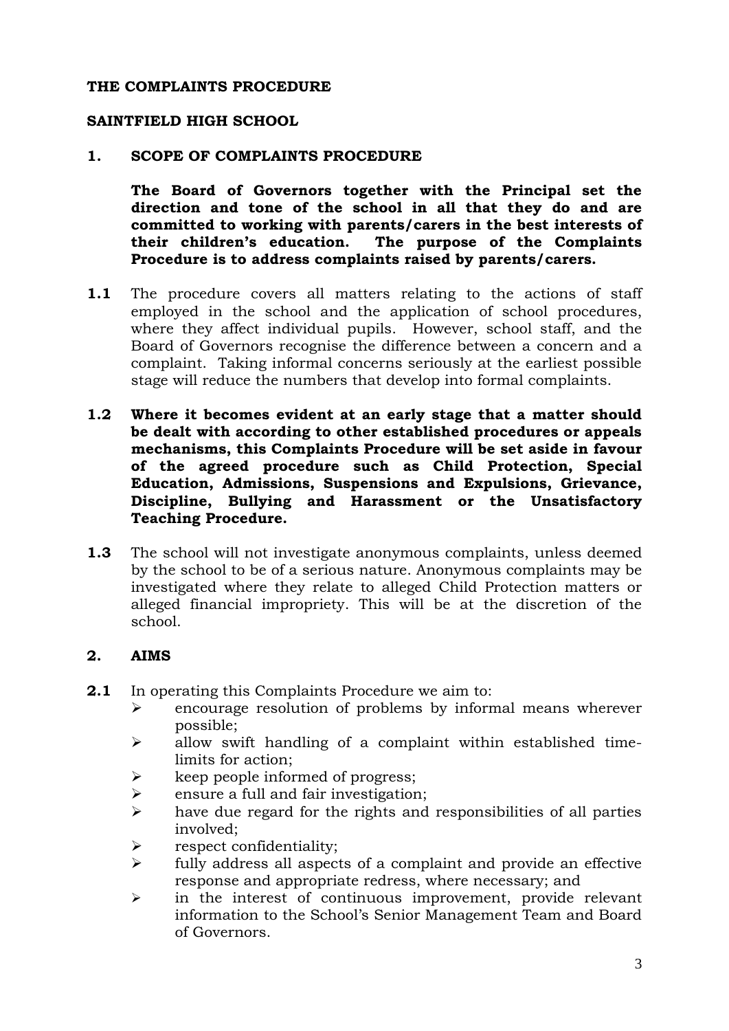# THE COMPLAINTS PROCEDURE

## SAINTFIELD HIGH SCHOOL

### 1. SCOPE OF COMPLAINTS PROCEDURE

**The Board of Governors together with the Principal set the direction and tone of the school in all that they do and are committed to working with parents/carers in the best interests of their children's education. The purpose of the Complaints Procedure is to address complaints raised by parents/carers.**

**1.1** The procedure covers all matters relating to the actions of staff employed in the school and the application of school procedures, where they affect individual pupils. However, school staff, and the Board of Governors recognise the difference between a concern and a complaint. Taking informal concerns seriously at the earliest possible stage will reduce the numbers that develop into formal complaints.

**1.2 Where it becomes evident at an early stage that a matter should be dealt with according to other established procedures or appeals mechanisms, this Complaints Procedure will be set aside in favour of the agreed procedure such as Child Protection, Special Education, Admissions, Suspensions and Expulsions, Grievance, Discipline, Bullying and Harassment or the Unsatisfactory Teaching Procedure.**

**1.3** The school will not investigate anonymous complaints, unless deemed by the school to be of a serious nature. Anonymous complaints may be investigated where they relate to alleged Child Protection matters or alleged financial impropriety. This will be at the discretion of the school.

### 2. AIMS

**2.1** In operating this Complaints Procedure we aim to:

- encourage resolution of problems by informal means wherever possible;
- allow swift handling of a complaint within established time-limits for action;
- keep people informed of progress;
- ensure a full and fair investigation;
- have due regard for the rights and responsibilities of all parties involved;
- respect confidentiality;
- fully address all aspects of a complaint and provide an effective response and appropriate redress, where necessary; and
- in the interest of continuous improvement, provide relevant information to the School's Senior Management Team and Board of Governors.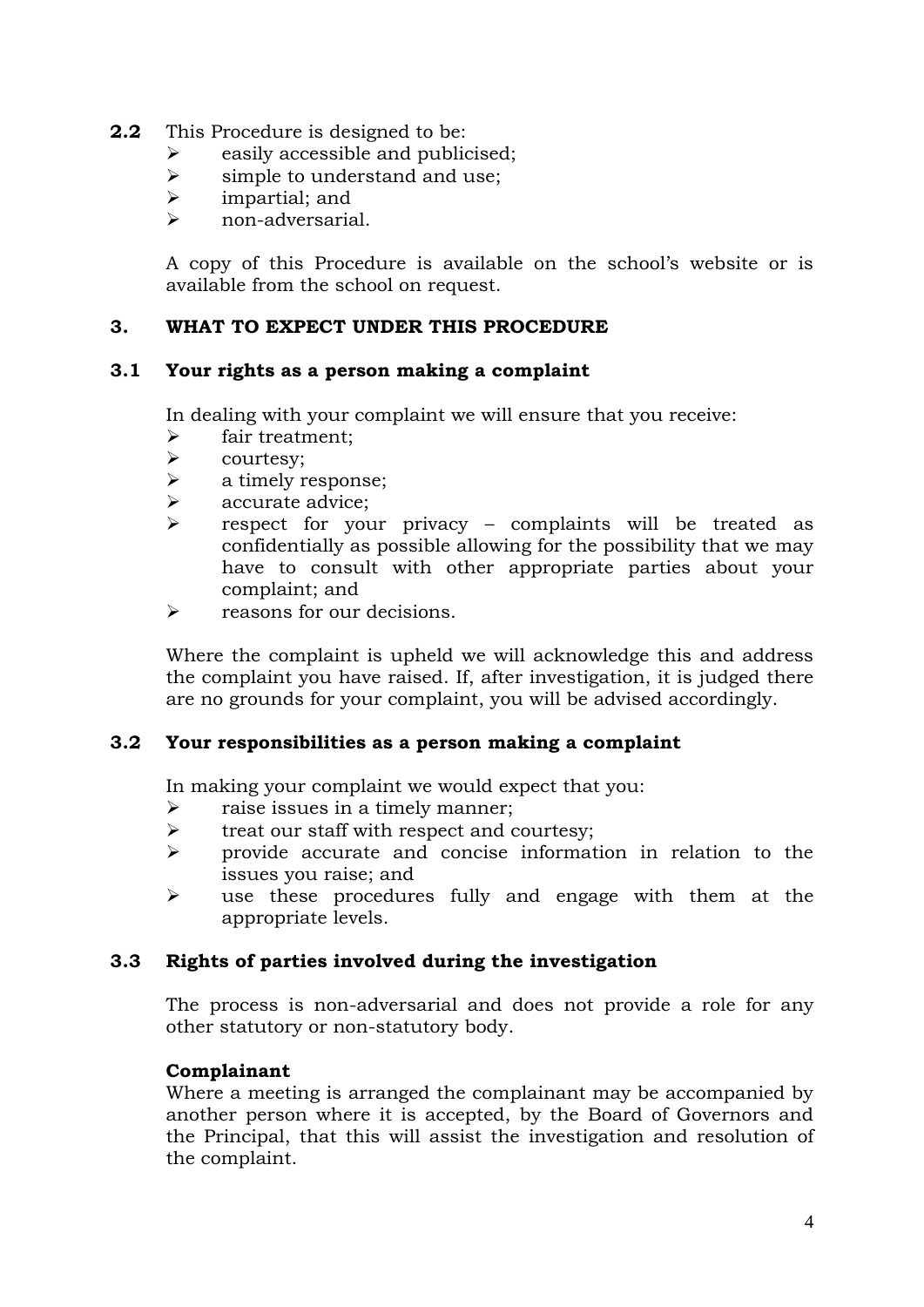**2.2** This Procedure is designed to be:

- easily accessible and publicised;
- simple to understand and use;
- impartial; and
- non-adversarial.

A copy of this Procedure is available on the school's website or is available from the school on request.

## 3. WHAT TO EXPECT UNDER THIS PROCEDURE

### 3.1 Your rights as a person making a complaint

In dealing with your complaint we will ensure that you receive:

- fair treatment;
- courtesy;
- a timely response;
- accurate advice;
- respect for your privacy – complaints will be treated as confidentially as possible allowing for the possibility that we may have to consult with other appropriate parties about your complaint; and
- reasons for our decisions.

Where the complaint is upheld we will acknowledge this and address the complaint you have raised. If, after investigation, it is judged there are no grounds for your complaint, you will be advised accordingly.

### 3.2 Your responsibilities as a person making a complaint

In making your complaint we would expect that you:

- raise issues in a timely manner;
- treat our staff with respect and courtesy;
- provide accurate and concise information in relation to the issues you raise; and
- use these procedures fully and engage with them at the appropriate levels.

### 3.3 Rights of parties involved during the investigation

The process is non-adversarial and does not provide a role for any other statutory or non-statutory body.

**Complainant**

Where a meeting is arranged the complainant may be accompanied by another person where it is accepted, by the Board of Governors and the Principal, that this will assist the investigation and resolution of the complaint.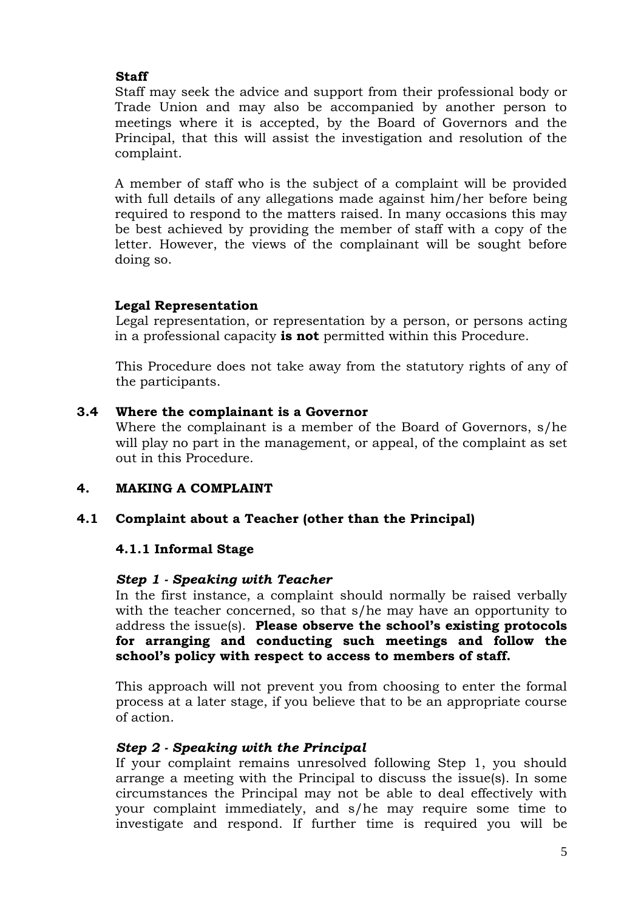**Staff**

Staff may seek the advice and support from their professional body or Trade Union and may also be accompanied by another person to meetings where it is accepted, by the Board of Governors and the Principal, that this will assist the investigation and resolution of the complaint.

A member of staff who is the subject of a complaint will be provided with full details of any allegations made against him/her before being required to respond to the matters raised. In many occasions this may be best achieved by providing the member of staff with a copy of the letter. However, the views of the complainant will be sought before doing so.

**Legal Representation**

Legal representation, or representation by a person, or persons acting in a professional capacity **is not** permitted within this Procedure.

This Procedure does not take away from the statutory rights of any of the participants.

### 3.4 Where the complainant is a Governor

Where the complainant is a member of the Board of Governors, s/he will play no part in the management, or appeal, of the complaint as set out in this Procedure.

## 4. MAKING A COMPLAINT

### 4.1 Complaint about a Teacher (other than the Principal)

#### 4.1.1 Informal Stage

***Step 1 - Speaking with Teacher***

In the first instance, a complaint should normally be raised verbally with the teacher concerned, so that s/he may have an opportunity to address the issue(s). **Please observe the school's existing protocols for arranging and conducting such meetings and follow the school's policy with respect to access to members of staff.**

This approach will not prevent you from choosing to enter the formal process at a later stage, if you believe that to be an appropriate course of action.

***Step 2 - Speaking with the Principal***

If your complaint remains unresolved following Step 1, you should arrange a meeting with the Principal to discuss the issue(s). In some circumstances the Principal may not be able to deal effectively with your complaint immediately, and s/he may require some time to investigate and respond. If further time is required you will be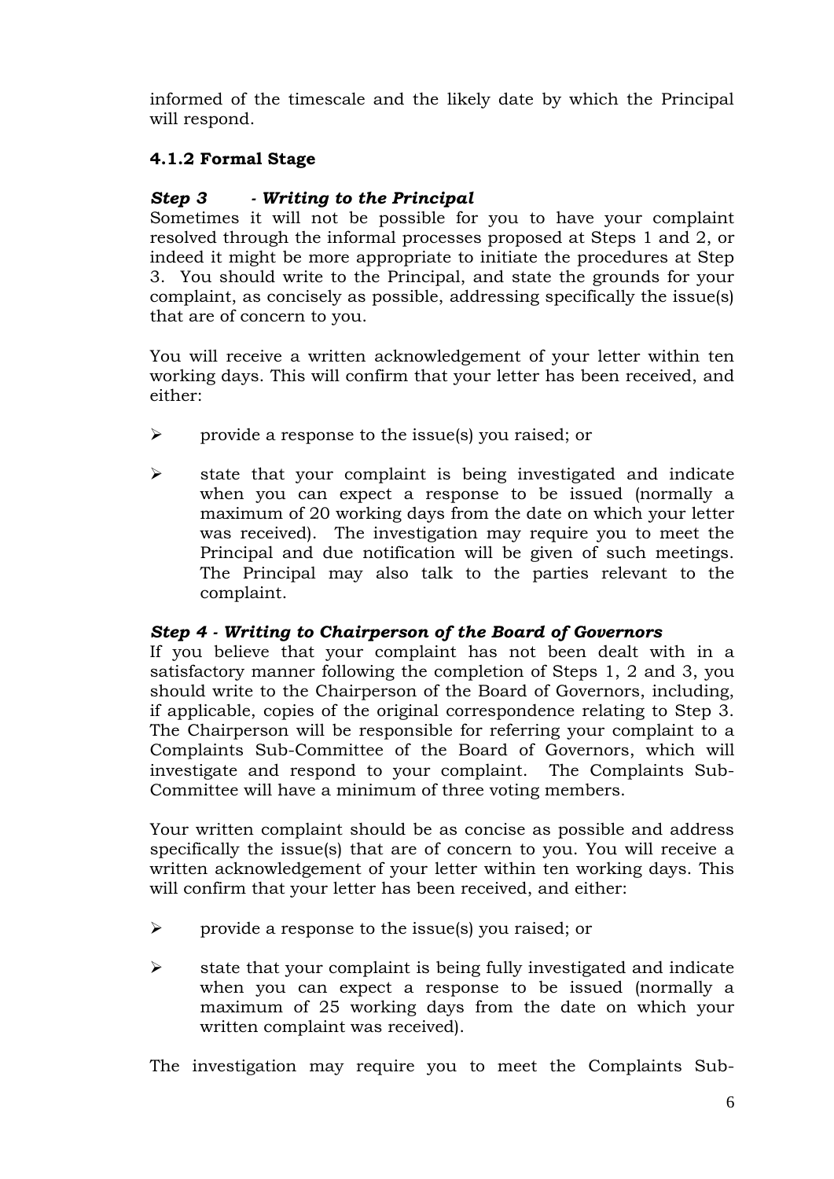informed of the timescale and the likely date by which the Principal will respond.

### 4.1.2 Formal Stage

***Step 3 - Writing to the Principal***

Sometimes it will not be possible for you to have your complaint resolved through the informal processes proposed at Steps 1 and 2, or indeed it might be more appropriate to initiate the procedures at Step 3. You should write to the Principal, and state the grounds for your complaint, as concisely as possible, addressing specifically the issue(s) that are of concern to you.

You will receive a written acknowledgement of your letter within ten working days. This will confirm that your letter has been received, and either:

- provide a response to the issue(s) you raised; or
- state that your complaint is being investigated and indicate when you can expect a response to be issued (normally a maximum of 20 working days from the date on which your letter was received). The investigation may require you to meet the Principal and due notification will be given of such meetings. The Principal may also talk to the parties relevant to the complaint.

***Step 4 - Writing to Chairperson of the Board of Governors***

If you believe that your complaint has not been dealt with in a satisfactory manner following the completion of Steps 1, 2 and 3, you should write to the Chairperson of the Board of Governors, including, if applicable, copies of the original correspondence relating to Step 3. The Chairperson will be responsible for referring your complaint to a Complaints Sub-Committee of the Board of Governors, which will investigate and respond to your complaint. The Complaints Sub-Committee will have a minimum of three voting members.

Your written complaint should be as concise as possible and address specifically the issue(s) that are of concern to you. You will receive a written acknowledgement of your letter within ten working days. This will confirm that your letter has been received, and either:

- provide a response to the issue(s) you raised; or
- state that your complaint is being fully investigated and indicate when you can expect a response to be issued (normally a maximum of 25 working days from the date on which your written complaint was received).

The investigation may require you to meet the Complaints Sub-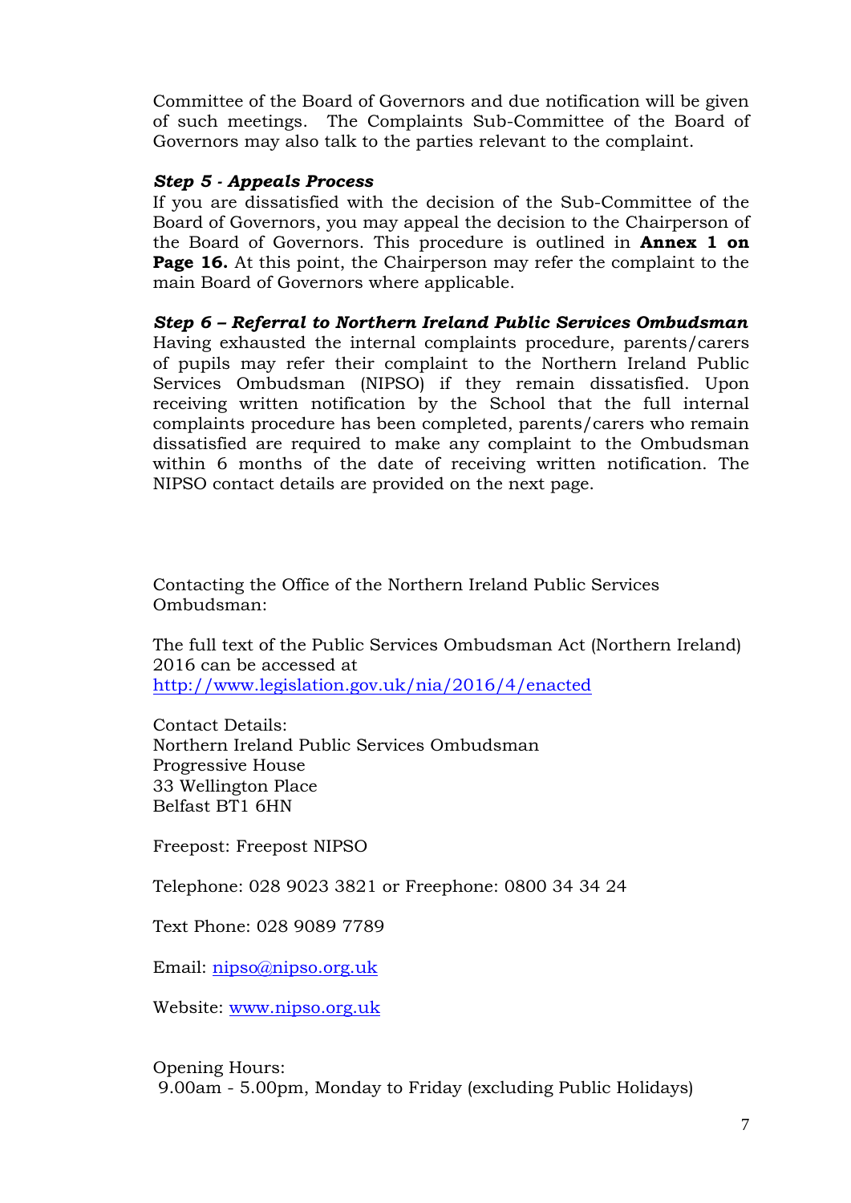Committee of the Board of Governors and due notification will be given of such meetings. The Complaints Sub-Committee of the Board of Governors may also talk to the parties relevant to the complaint.

***Step 5 - Appeals Process***

If you are dissatisfied with the decision of the Sub-Committee of the Board of Governors, you may appeal the decision to the Chairperson of the Board of Governors. This procedure is outlined in **Annex 1 on Page 16.** At this point, the Chairperson may refer the complaint to the main Board of Governors where applicable.

***Step 6 – Referral to Northern Ireland Public Services Ombudsman***

Having exhausted the internal complaints procedure, parents/carers of pupils may refer their complaint to the Northern Ireland Public Services Ombudsman (NIPSO) if they remain dissatisfied. Upon receiving written notification by the School that the full internal complaints procedure has been completed, parents/carers who remain dissatisfied are required to make any complaint to the Ombudsman within 6 months of the date of receiving written notification. The NIPSO contact details are provided on the next page.

Contacting the Office of the Northern Ireland Public Services Ombudsman:

The full text of the Public Services Ombudsman Act (Northern Ireland) 2016 can be accessed at http://www.legislation.gov.uk/nia/2016/4/enacted

Contact Details:
Northern Ireland Public Services Ombudsman
Progressive House
33 Wellington Place
Belfast BT1 6HN

Freepost: Freepost NIPSO

Telephone: 028 9023 3821 or Freephone: 0800 34 34 24

Text Phone: 028 9089 7789

Email: nipso@nipso.org.uk

Website: www.nipso.org.uk

Opening Hours:
9.00am - 5.00pm, Monday to Friday (excluding Public Holidays)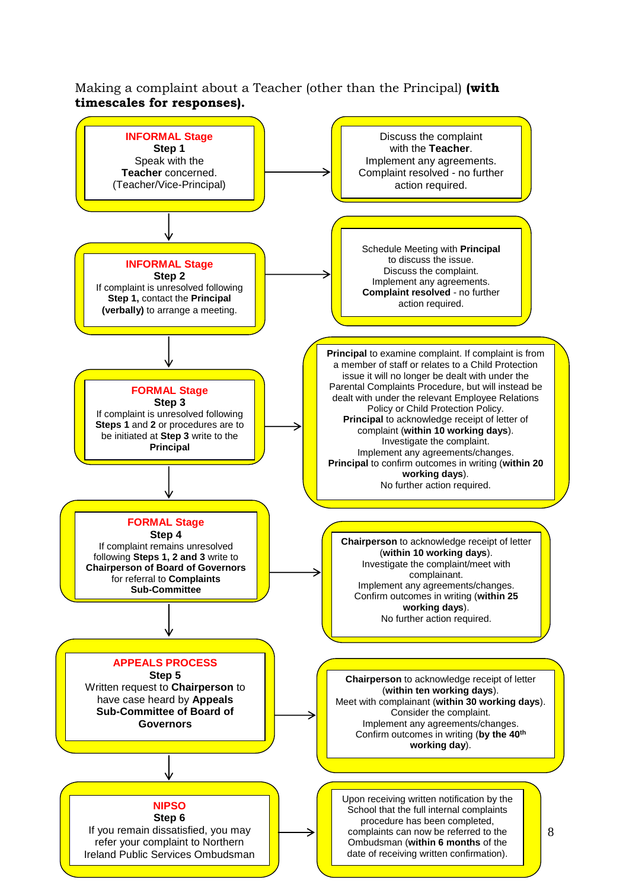Making a complaint about a Teacher (other than the Principal) **(with timescales for responses).**

**INFORMAL Stage**
**Step 1**
Speak with the **Teacher** concerned. (Teacher/Vice-Principal)

→ Discuss the complaint with the **Teacher**. Implement any agreements. Complaint resolved - no further action required.

**INFORMAL Stage**
**Step 2**
If complaint is unresolved following **Step 1,** contact the **Principal (verbally)** to arrange a meeting.

→ Schedule Meeting with **Principal** to discuss the issue. Discuss the complaint. Implement any agreements. **Complaint resolved** - no further action required.

**FORMAL Stage**
**Step 3**
If complaint is unresolved following **Steps 1** and **2** or procedures are to be initiated at **Step 3** write to the **Principal**

→ **Principal** to examine complaint. If complaint is from a member of staff or relates to a Child Protection issue it will no longer be dealt with under the Parental Complaints Procedure, but will instead be dealt with under the relevant Employee Relations Policy or Child Protection Policy. **Principal** to acknowledge receipt of letter of complaint (**within 10 working days**). Investigate the complaint. Implement any agreements/changes. **Principal** to confirm outcomes in writing (**within 20 working days**). No further action required.

**FORMAL Stage**
**Step 4**
If complaint remains unresolved following **Steps 1, 2 and 3** write to **Chairperson of Board of Governors** for referral to **Complaints Sub-Committee**

→ **Chairperson** to acknowledge receipt of letter (**within 10 working days**). Investigate the complaint/meet with complainant. Implement any agreements/changes. Confirm outcomes in writing (**within 25 working days**). No further action required.

**APPEALS PROCESS**
**Step 5**
Written request to **Chairperson** to have case heard by **Appeals Sub-Committee of Board of Governors**

→ **Chairperson** to acknowledge receipt of letter (**within ten working days**). Meet with complainant (**within 30 working days**). Consider the complaint. Implement any agreements/changes. Confirm outcomes in writing (**by the 40th working day**).

**NIPSO**
**Step 6**
If you remain dissatisfied, you may refer your complaint to Northern Ireland Public Services Ombudsman

→ Upon receiving written notification by the School that the full internal complaints procedure has been completed, complaints can now be referred to the Ombudsman (**within 6 months** of the date of receiving written confirmation).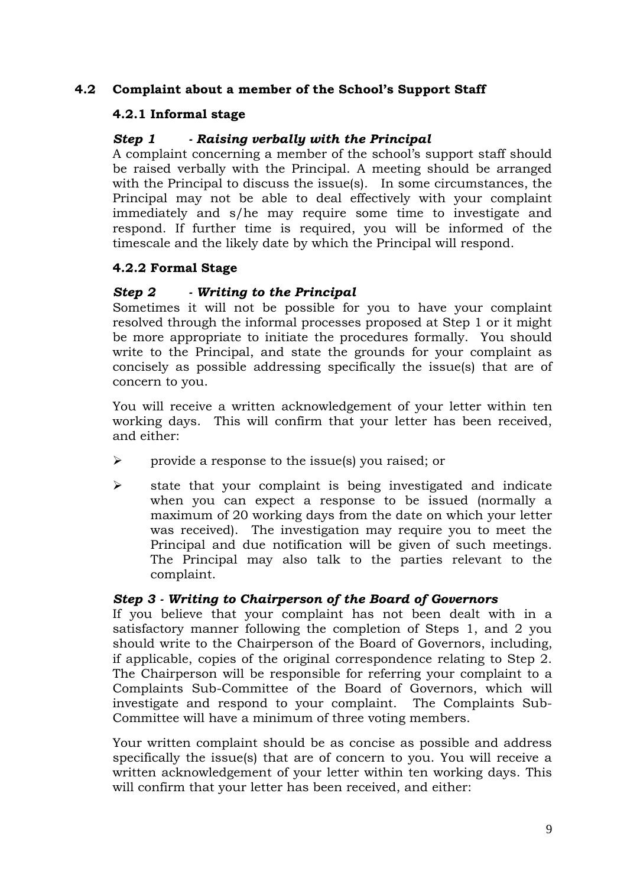## 4.2 Complaint about a member of the School's Support Staff

### 4.2.1 Informal stage

***Step 1 - Raising verbally with the Principal***

A complaint concerning a member of the school's support staff should be raised verbally with the Principal. A meeting should be arranged with the Principal to discuss the issue(s). In some circumstances, the Principal may not be able to deal effectively with your complaint immediately and s/he may require some time to investigate and respond. If further time is required, you will be informed of the timescale and the likely date by which the Principal will respond.

### 4.2.2 Formal Stage

***Step 2 - Writing to the Principal***

Sometimes it will not be possible for you to have your complaint resolved through the informal processes proposed at Step 1 or it might be more appropriate to initiate the procedures formally. You should write to the Principal, and state the grounds for your complaint as concisely as possible addressing specifically the issue(s) that are of concern to you.

You will receive a written acknowledgement of your letter within ten working days. This will confirm that your letter has been received, and either:

- provide a response to the issue(s) you raised; or
- state that your complaint is being investigated and indicate when you can expect a response to be issued (normally a maximum of 20 working days from the date on which your letter was received). The investigation may require you to meet the Principal and due notification will be given of such meetings. The Principal may also talk to the parties relevant to the complaint.

***Step 3 - Writing to Chairperson of the Board of Governors***

If you believe that your complaint has not been dealt with in a satisfactory manner following the completion of Steps 1, and 2 you should write to the Chairperson of the Board of Governors, including, if applicable, copies of the original correspondence relating to Step 2. The Chairperson will be responsible for referring your complaint to a Complaints Sub-Committee of the Board of Governors, which will investigate and respond to your complaint. The Complaints Sub-Committee will have a minimum of three voting members.

Your written complaint should be as concise as possible and address specifically the issue(s) that are of concern to you. You will receive a written acknowledgement of your letter within ten working days. This will confirm that your letter has been received, and either: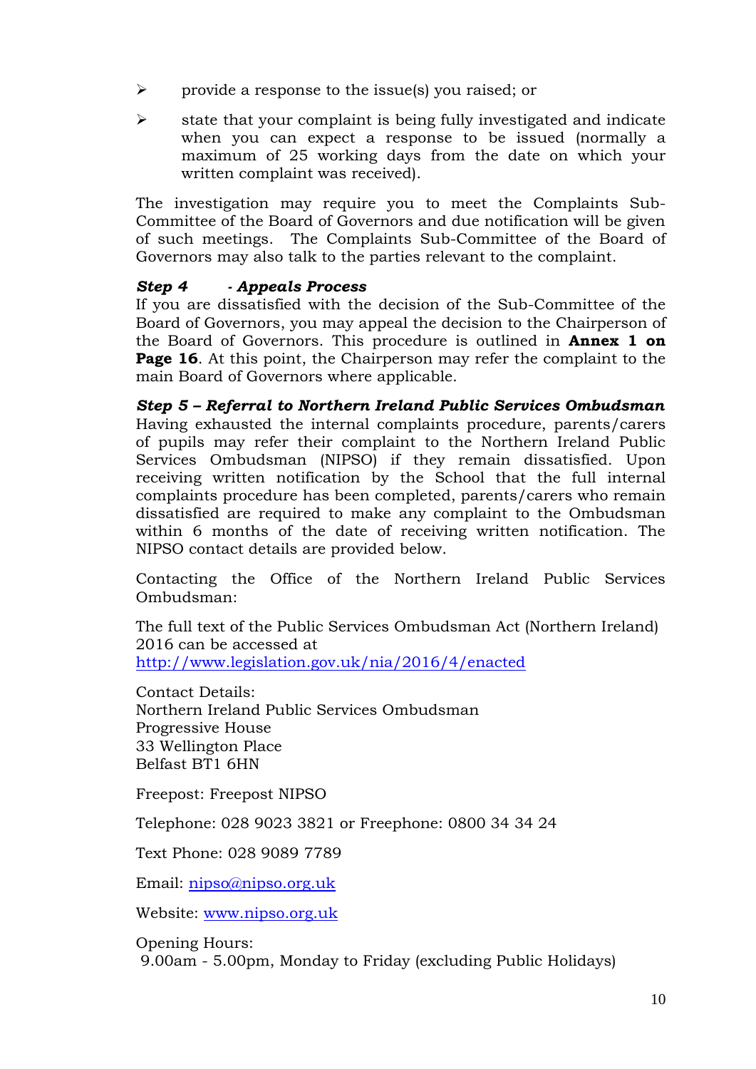- provide a response to the issue(s) you raised; or
- state that your complaint is being fully investigated and indicate when you can expect a response to be issued (normally a maximum of 25 working days from the date on which your written complaint was received).

The investigation may require you to meet the Complaints Sub-Committee of the Board of Governors and due notification will be given of such meetings. The Complaints Sub-Committee of the Board of Governors may also talk to the parties relevant to the complaint.

***Step 4 - Appeals Process***

If you are dissatisfied with the decision of the Sub-Committee of the Board of Governors, you may appeal the decision to the Chairperson of the Board of Governors. This procedure is outlined in **Annex 1 on Page 16**. At this point, the Chairperson may refer the complaint to the main Board of Governors where applicable.

***Step 5 – Referral to Northern Ireland Public Services Ombudsman***

Having exhausted the internal complaints procedure, parents/carers of pupils may refer their complaint to the Northern Ireland Public Services Ombudsman (NIPSO) if they remain dissatisfied. Upon receiving written notification by the School that the full internal complaints procedure has been completed, parents/carers who remain dissatisfied are required to make any complaint to the Ombudsman within 6 months of the date of receiving written notification. The NIPSO contact details are provided below.

Contacting the Office of the Northern Ireland Public Services Ombudsman:

The full text of the Public Services Ombudsman Act (Northern Ireland) 2016 can be accessed at http://www.legislation.gov.uk/nia/2016/4/enacted

Contact Details:
Northern Ireland Public Services Ombudsman
Progressive House
33 Wellington Place
Belfast BT1 6HN

Freepost: Freepost NIPSO

Telephone: 028 9023 3821 or Freephone: 0800 34 34 24

Text Phone: 028 9089 7789

Email: nipso@nipso.org.uk

Website: www.nipso.org.uk

Opening Hours:
9.00am - 5.00pm, Monday to Friday (excluding Public Holidays)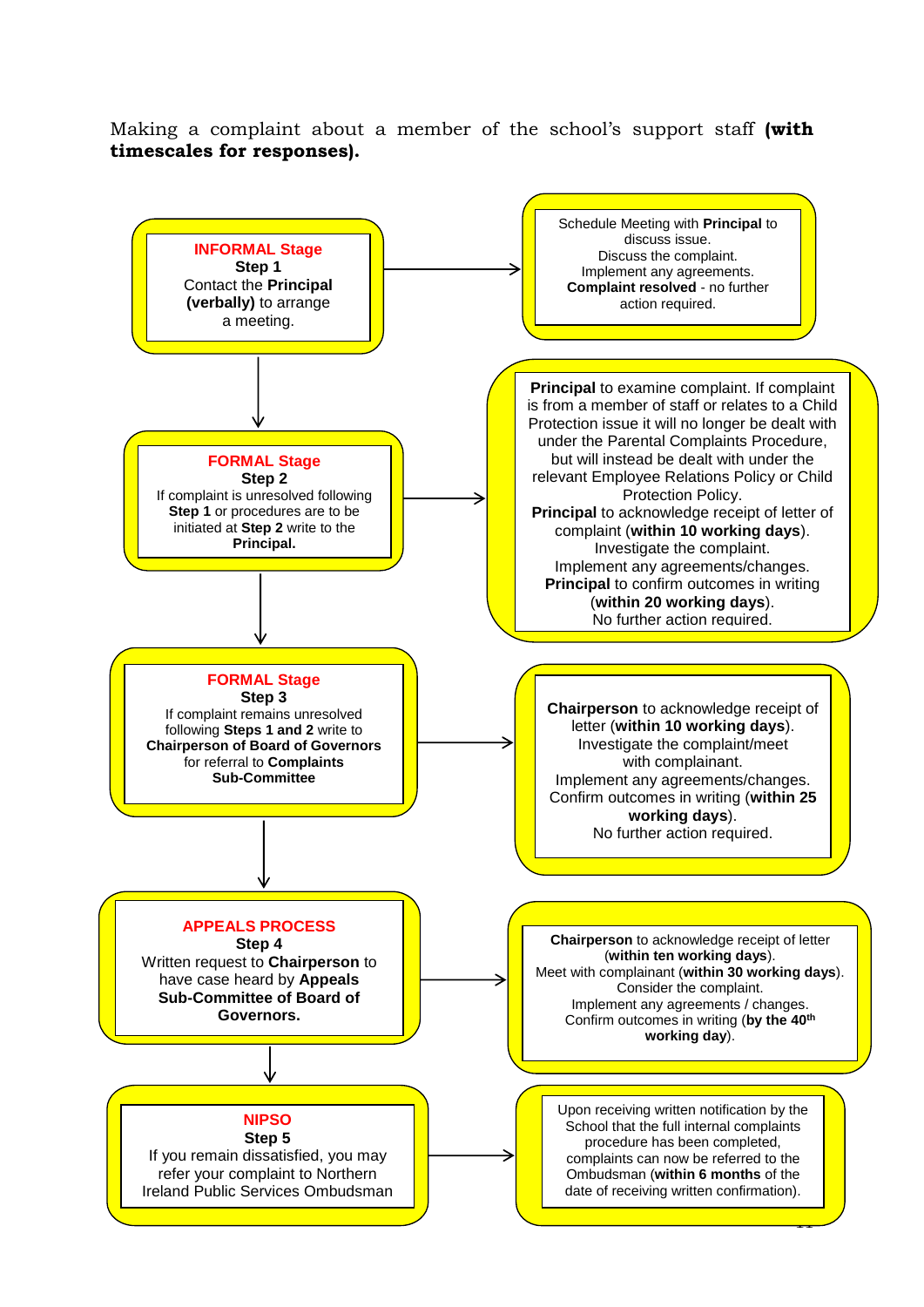Making a complaint about a member of the school's support staff **(with timescales for responses).**

**INFORMAL Stage**
**Step 1**
Contact the **Principal (verbally)** to arrange a meeting.

→ Schedule Meeting with **Principal** to discuss issue.
Discuss the complaint.
Implement any agreements.
**Complaint resolved** - no further action required.

↓

**FORMAL Stage**
**Step 2**
If complaint is unresolved following **Step 1** or procedures are to be initiated at **Step 2** write to the **Principal.**

→ **Principal** to examine complaint. If complaint is from a member of staff or relates to a Child Protection issue it will no longer be dealt with under the Parental Complaints Procedure, but will instead be dealt with under the relevant Employee Relations Policy or Child Protection Policy.
**Principal** to acknowledge receipt of letter of complaint (**within 10 working days**).
Investigate the complaint.
Implement any agreements/changes.
**Principal** to confirm outcomes in writing (**within 20 working days**).
No further action required.

↓

**FORMAL Stage**
**Step 3**
If complaint remains unresolved following **Steps 1 and 2** write to **Chairperson of Board of Governors** for referral to **Complaints Sub-Committee**

→ **Chairperson** to acknowledge receipt of letter (**within 10 working days**).
Investigate the complaint/meet with complainant.
Implement any agreements/changes.
Confirm outcomes in writing (**within 25 working days**).
No further action required.

↓

**APPEALS PROCESS**
**Step 4**
Written request to **Chairperson** to have case heard by **Appeals Sub-Committee of Board of Governors.**

→ **Chairperson** to acknowledge receipt of letter (**within ten working days**).
Meet with complainant (**within 30 working days**).
Consider the complaint.
Implement any agreements / changes.
Confirm outcomes in writing (**by the 40th working day**).

↓

**NIPSO**
**Step 5**
If you remain dissatisfied, you may refer your complaint to Northern Ireland Public Services Ombudsman

→ Upon receiving written notification by the School that the full internal complaints procedure has been completed, complaints can now be referred to the Ombudsman (**within 6 months** of the date of receiving written confirmation).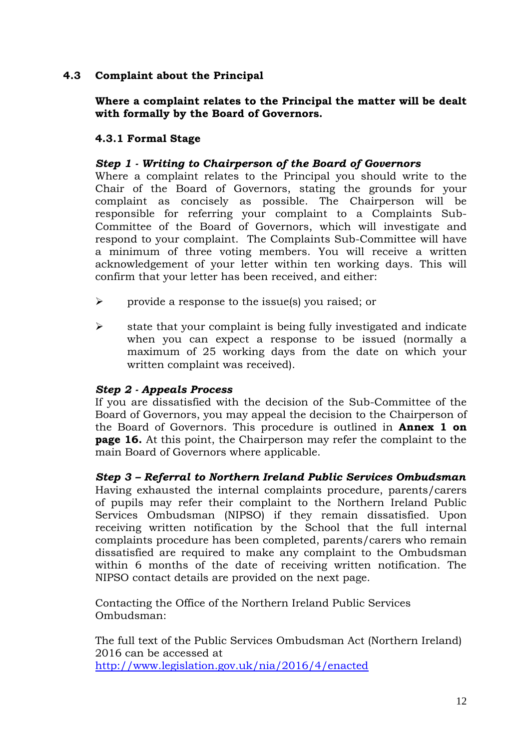## 4.3 Complaint about the Principal

**Where a complaint relates to the Principal the matter will be dealt with formally by the Board of Governors.**

### 4.3.1 Formal Stage

***Step 1 - Writing to Chairperson of the Board of Governors***

Where a complaint relates to the Principal you should write to the Chair of the Board of Governors, stating the grounds for your complaint as concisely as possible. The Chairperson will be responsible for referring your complaint to a Complaints Sub-Committee of the Board of Governors, which will investigate and respond to your complaint. The Complaints Sub-Committee will have a minimum of three voting members. You will receive a written acknowledgement of your letter within ten working days. This will confirm that your letter has been received, and either:

- provide a response to the issue(s) you raised; or
- state that your complaint is being fully investigated and indicate when you can expect a response to be issued (normally a maximum of 25 working days from the date on which your written complaint was received).

***Step 2 - Appeals Process***

If you are dissatisfied with the decision of the Sub-Committee of the Board of Governors, you may appeal the decision to the Chairperson of the Board of Governors. This procedure is outlined in **Annex 1 on page 16.** At this point, the Chairperson may refer the complaint to the main Board of Governors where applicable.

***Step 3 – Referral to Northern Ireland Public Services Ombudsman***

Having exhausted the internal complaints procedure, parents/carers of pupils may refer their complaint to the Northern Ireland Public Services Ombudsman (NIPSO) if they remain dissatisfied. Upon receiving written notification by the School that the full internal complaints procedure has been completed, parents/carers who remain dissatisfied are required to make any complaint to the Ombudsman within 6 months of the date of receiving written notification. The NIPSO contact details are provided on the next page.

Contacting the Office of the Northern Ireland Public Services Ombudsman:

The full text of the Public Services Ombudsman Act (Northern Ireland) 2016 can be accessed at
http://www.legislation.gov.uk/nia/2016/4/enacted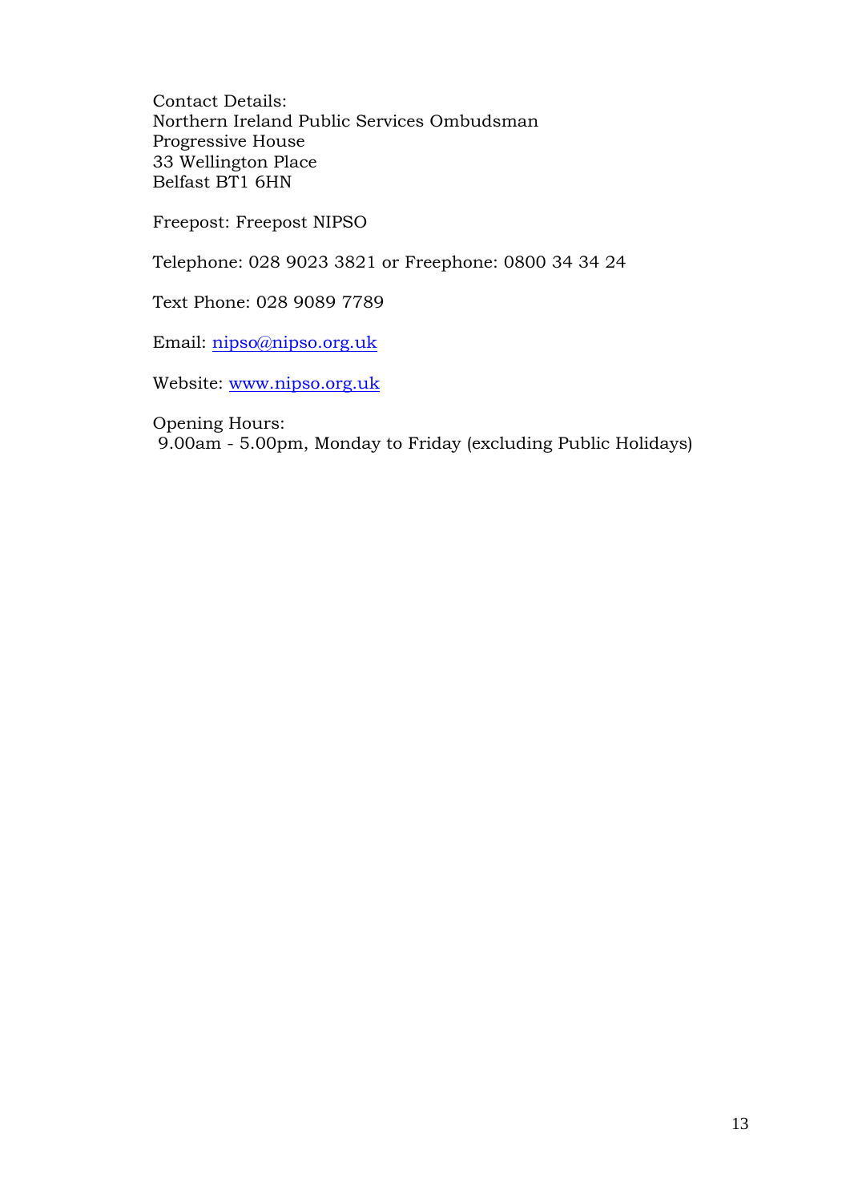Contact Details:
Northern Ireland Public Services Ombudsman
Progressive House
33 Wellington Place
Belfast BT1 6HN

Freepost: Freepost NIPSO

Telephone: 028 9023 3821 or Freephone: 0800 34 34 24

Text Phone: 028 9089 7789

Email: [nipso@nipso.org.uk](mailto:nipso@nipso.org.uk)

Website: [www.nipso.org.uk](http://www.nipso.org.uk)

Opening Hours:
9.00am - 5.00pm, Monday to Friday (excluding Public Holidays)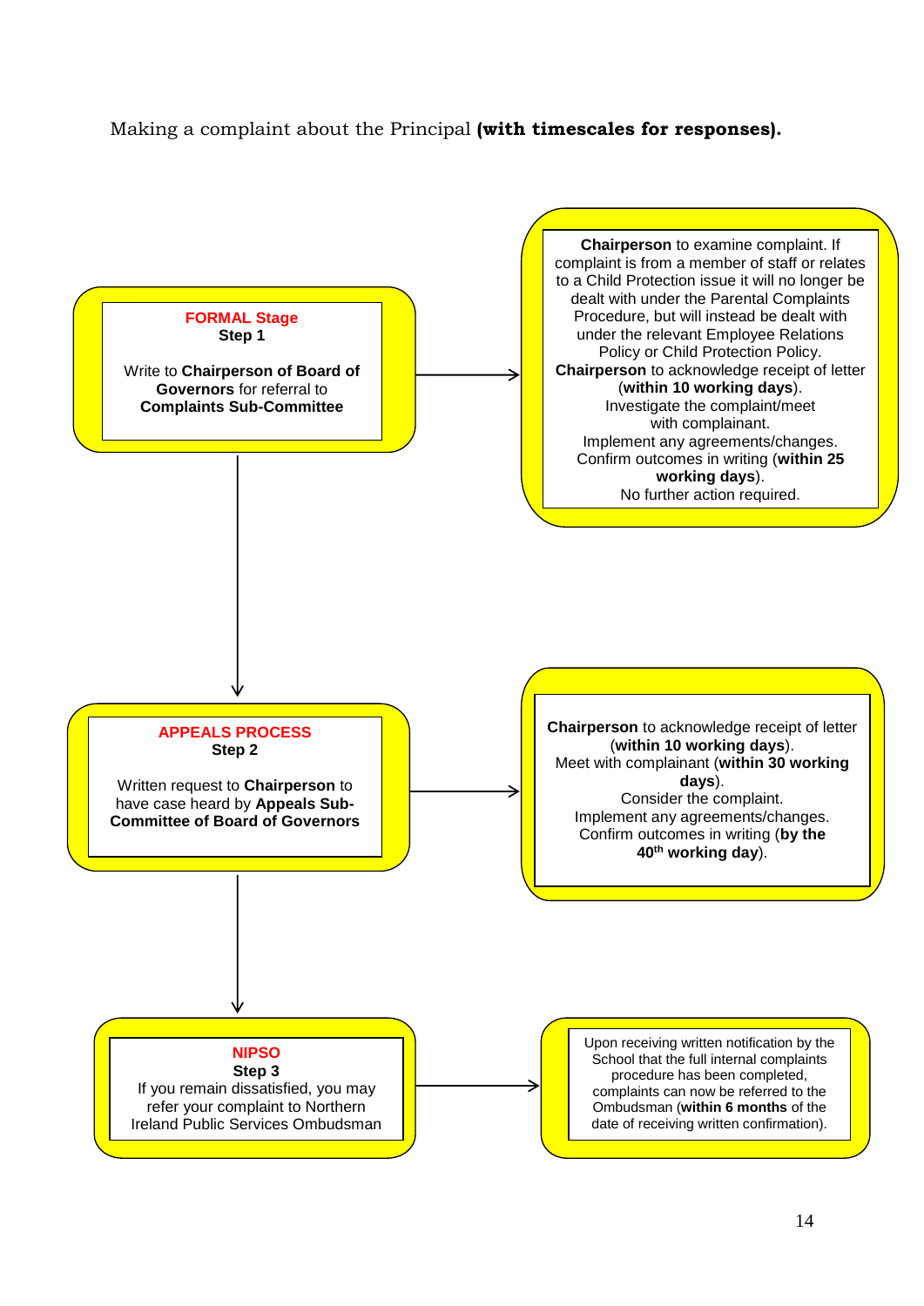Making a complaint about the Principal **(with timescales for responses).**

**FORMAL Stage**
**Step 1**

Write to **Chairperson of Board of Governors** for referral to **Complaints Sub-Committee**

→

**Chairperson** to examine complaint. If complaint is from a member of staff or relates to a Child Protection issue it will no longer be dealt with under the Parental Complaints Procedure, but will instead be dealt with under the relevant Employee Relations Policy or Child Protection Policy.
**Chairperson** to acknowledge receipt of letter (**within 10 working days**).
Investigate the complaint/meet with complainant.
Implement any agreements/changes.
Confirm outcomes in writing (**within 25 working days**).
No further action required.

↓

**APPEALS PROCESS**
**Step 2**

Written request to **Chairperson** to have case heard by **Appeals Sub-Committee of Board of Governors**

→

**Chairperson** to acknowledge receipt of letter (**within 10 working days**).
Meet with complainant (**within 30 working days**).
Consider the complaint.
Implement any agreements/changes.
Confirm outcomes in writing (**by the 40th working day**).

↓

**NIPSO**
**Step 3**
If you remain dissatisfied, you may refer your complaint to Northern Ireland Public Services Ombudsman

→

Upon receiving written notification by the School that the full internal complaints procedure has been completed, complaints can now be referred to the Ombudsman (**within 6 months** of the date of receiving written confirmation).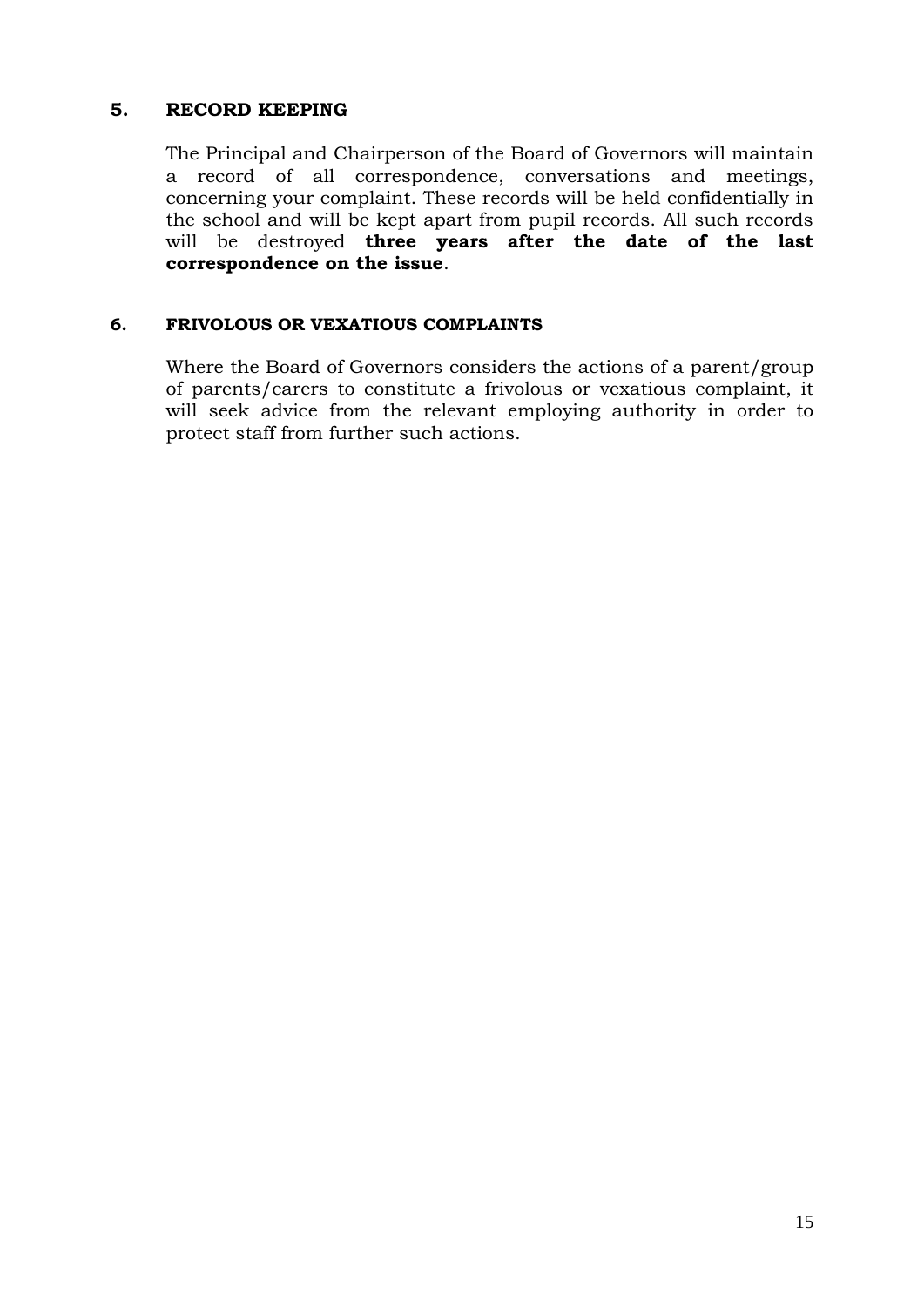## 5. RECORD KEEPING

The Principal and Chairperson of the Board of Governors will maintain a record of all correspondence, conversations and meetings, concerning your complaint. These records will be held confidentially in the school and will be kept apart from pupil records. All such records will be destroyed **three years after the date of the last correspondence on the issue**.

## 6. FRIVOLOUS OR VEXATIOUS COMPLAINTS

Where the Board of Governors considers the actions of a parent/group of parents/carers to constitute a frivolous or vexatious complaint, it will seek advice from the relevant employing authority in order to protect staff from further such actions.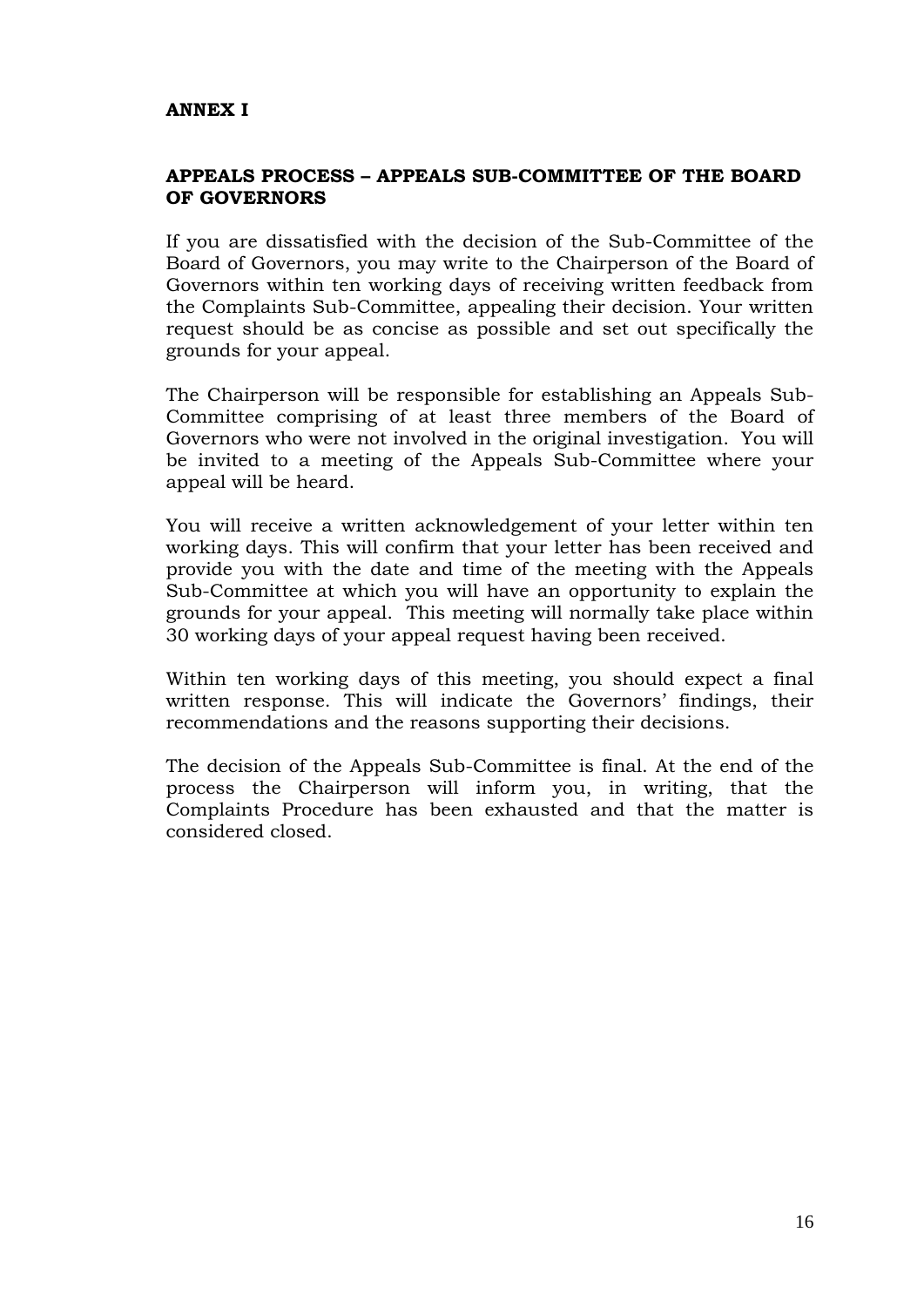**ANNEX I**

## APPEALS PROCESS – APPEALS SUB-COMMITTEE OF THE BOARD OF GOVERNORS

If you are dissatisfied with the decision of the Sub-Committee of the Board of Governors, you may write to the Chairperson of the Board of Governors within ten working days of receiving written feedback from the Complaints Sub-Committee, appealing their decision. Your written request should be as concise as possible and set out specifically the grounds for your appeal.

The Chairperson will be responsible for establishing an Appeals Sub-Committee comprising of at least three members of the Board of Governors who were not involved in the original investigation. You will be invited to a meeting of the Appeals Sub-Committee where your appeal will be heard.

You will receive a written acknowledgement of your letter within ten working days. This will confirm that your letter has been received and provide you with the date and time of the meeting with the Appeals Sub-Committee at which you will have an opportunity to explain the grounds for your appeal. This meeting will normally take place within 30 working days of your appeal request having been received.

Within ten working days of this meeting, you should expect a final written response. This will indicate the Governors' findings, their recommendations and the reasons supporting their decisions.

The decision of the Appeals Sub-Committee is final. At the end of the process the Chairperson will inform you, in writing, that the Complaints Procedure has been exhausted and that the matter is considered closed.